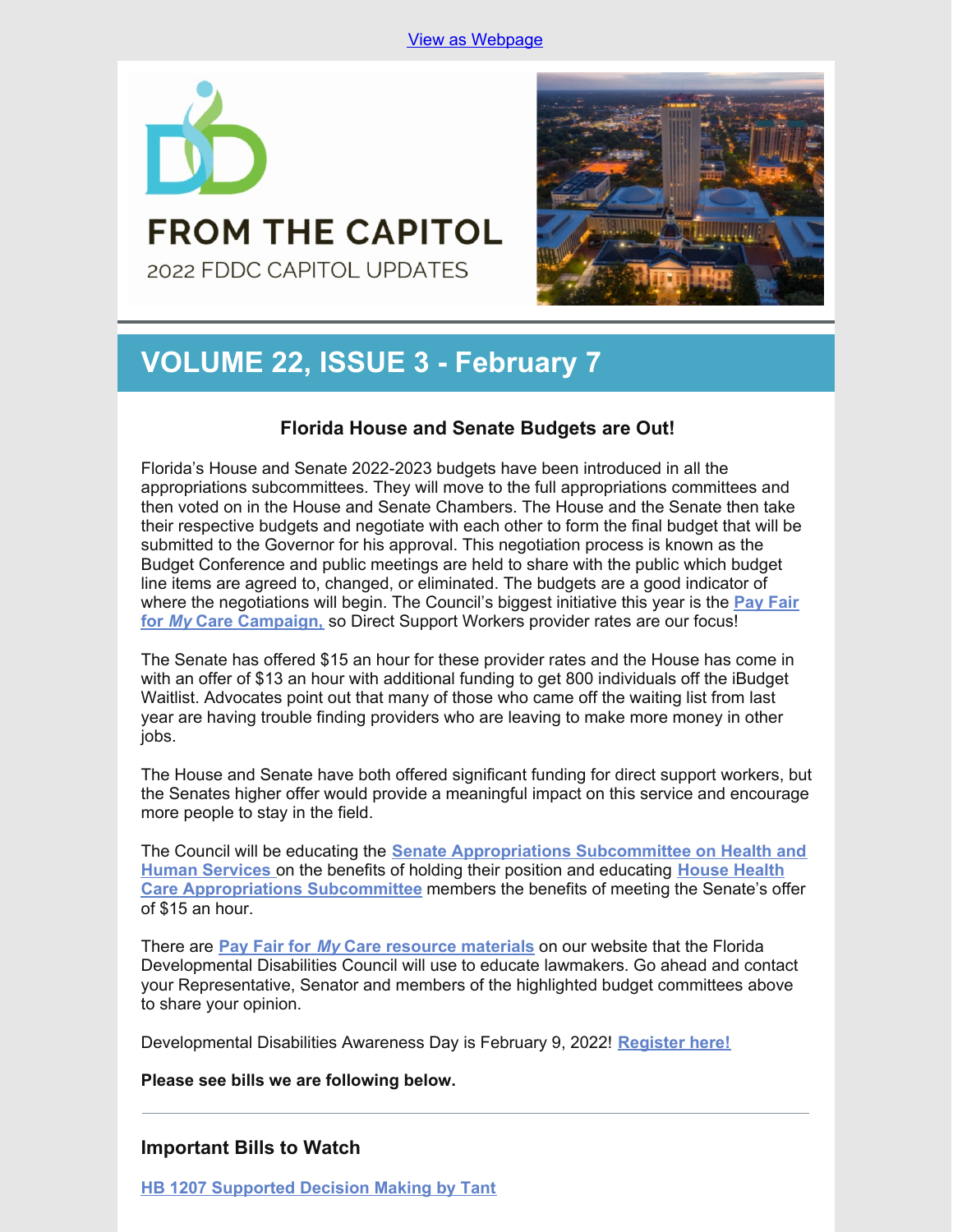View as Webpage

# FROM THE CAPITOL

2022 FDDC CAPITOL UPDATES

## VOLUME 22, ISSUE 3 - February 7

### Florida House and Senate Budgets are Out!

Florida's House and Senate 2022-2023 budgets have been introduced in all the appropriations subcommittees. They will move to the full appropriations committees and then voted on in the House and Senate Chambers. The House and the Senate then take their respective budgets and negotiate with each other to form the final budget that will be submitted to the Governor for his approval. This negotiation process is known as the Budget Conference and public meetings are held to share with the public which budget line items are agreed to, changed, or eliminated. The budgets are a good indicator of where the negotiations will begin. The Council's biggest initiative this year is the **Pay Fair for *My* Care Campaign,** so Direct Support Workers provider rates are our focus!

The Senate has offered $15 an hour for these provider rates and the House has come in with an offer of $13 an hour with additional funding to get 800 individuals off the iBudget Waitlist. Advocates point out that many of those who came off the waiting list from last year are having trouble finding providers who are leaving to make more money in other jobs.

The House and Senate have both offered significant funding for direct support workers, but the Senates higher offer would provide a meaningful impact on this service and encourage more people to stay in the field.

The Council will be educating the **Senate Appropriations Subcommittee on Health and Human Services** on the benefits of holding their position and educating **House Health Care Appropriations Subcommittee** members the benefits of meeting the Senate's offer of $15 an hour.

There are **Pay Fair for *My* Care resource materials** on our website that the Florida Developmental Disabilities Council will use to educate lawmakers. Go ahead and contact your Representative, Senator and members of the highlighted budget committees above to share your opinion.

Developmental Disabilities Awareness Day is February 9, 2022! **Register here!**

**Please see bills we are following below.**

---

### Important Bills to Watch

**HB 1207 Supported Decision Making by Tant**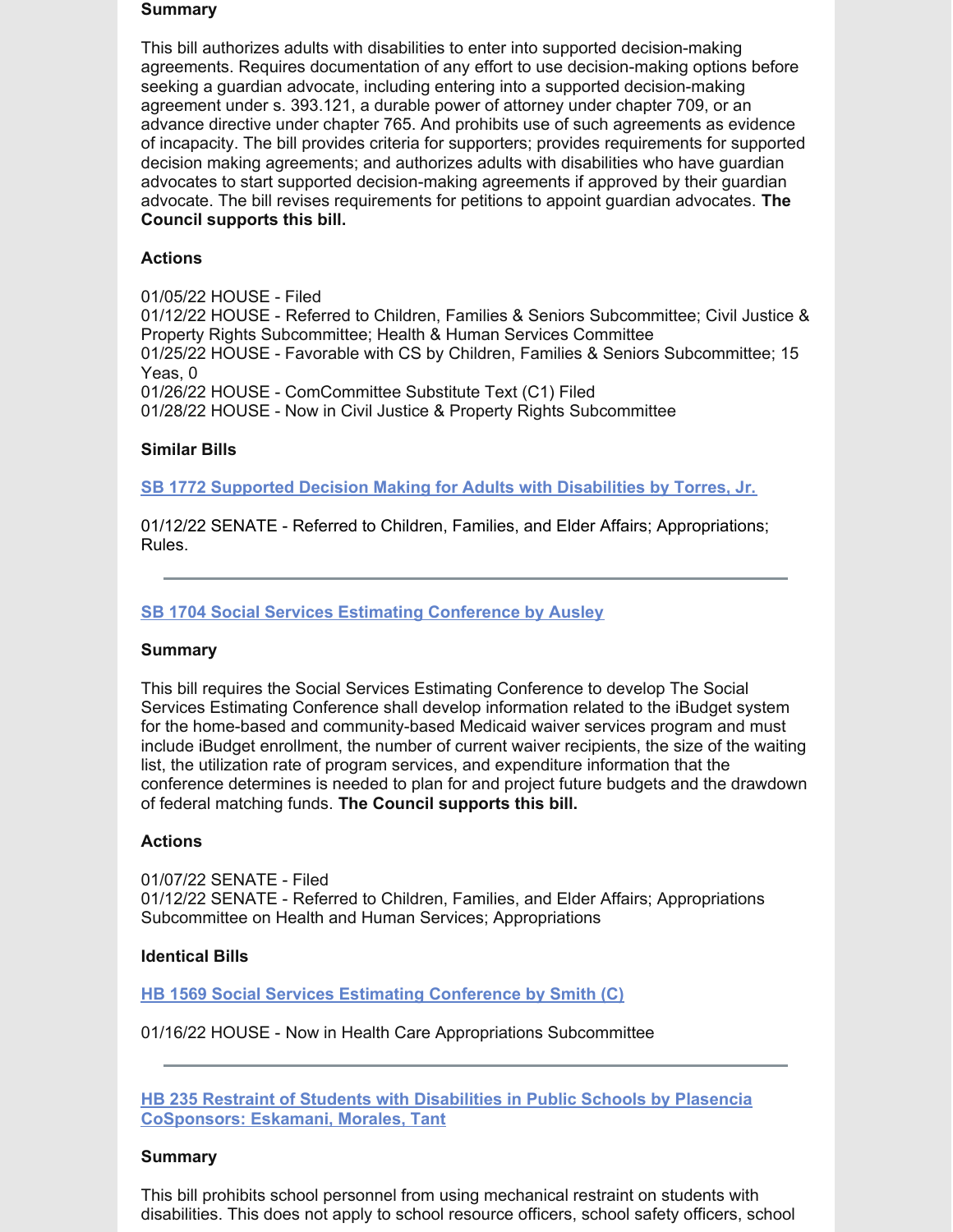**Summary**

This bill authorizes adults with disabilities to enter into supported decision-making agreements. Requires documentation of any effort to use decision-making options before seeking a guardian advocate, including entering into a supported decision-making agreement under s. 393.121, a durable power of attorney under chapter 709, or an advance directive under chapter 765. And prohibits use of such agreements as evidence of incapacity. The bill provides criteria for supporters; provides requirements for supported decision making agreements; and authorizes adults with disabilities who have guardian advocates to start supported decision-making agreements if approved by their guardian advocate. The bill revises requirements for petitions to appoint guardian advocates. **The Council supports this bill.**

**Actions**

01/05/22 HOUSE - Filed
01/12/22 HOUSE - Referred to Children, Families & Seniors Subcommittee; Civil Justice & Property Rights Subcommittee; Health & Human Services Committee
01/25/22 HOUSE - Favorable with CS by Children, Families & Seniors Subcommittee; 15 Yeas, 0
01/26/22 HOUSE - ComCommittee Substitute Text (C1) Filed
01/28/22 HOUSE - Now in Civil Justice & Property Rights Subcommittee

**Similar Bills**

**SB 1772 Supported Decision Making for Adults with Disabilities by Torres, Jr.**

01/12/22 SENATE - Referred to Children, Families, and Elder Affairs; Appropriations; Rules.

---

**SB 1704 Social Services Estimating Conference by Ausley**

**Summary**

This bill requires the Social Services Estimating Conference to develop The Social Services Estimating Conference shall develop information related to the iBudget system for the home-based and community-based Medicaid waiver services program and must include iBudget enrollment, the number of current waiver recipients, the size of the waiting list, the utilization rate of program services, and expenditure information that the conference determines is needed to plan for and project future budgets and the drawdown of federal matching funds. **The Council supports this bill.**

**Actions**

01/07/22 SENATE - Filed
01/12/22 SENATE - Referred to Children, Families, and Elder Affairs; Appropriations Subcommittee on Health and Human Services; Appropriations

**Identical Bills**

**HB 1569 Social Services Estimating Conference by Smith (C)**

01/16/22 HOUSE - Now in Health Care Appropriations Subcommittee

---

**HB 235 Restraint of Students with Disabilities in Public Schools by Plasencia CoSponsors: Eskamani, Morales, Tant**

**Summary**

This bill prohibits school personnel from using mechanical restraint on students with disabilities. This does not apply to school resource officers, school safety officers, school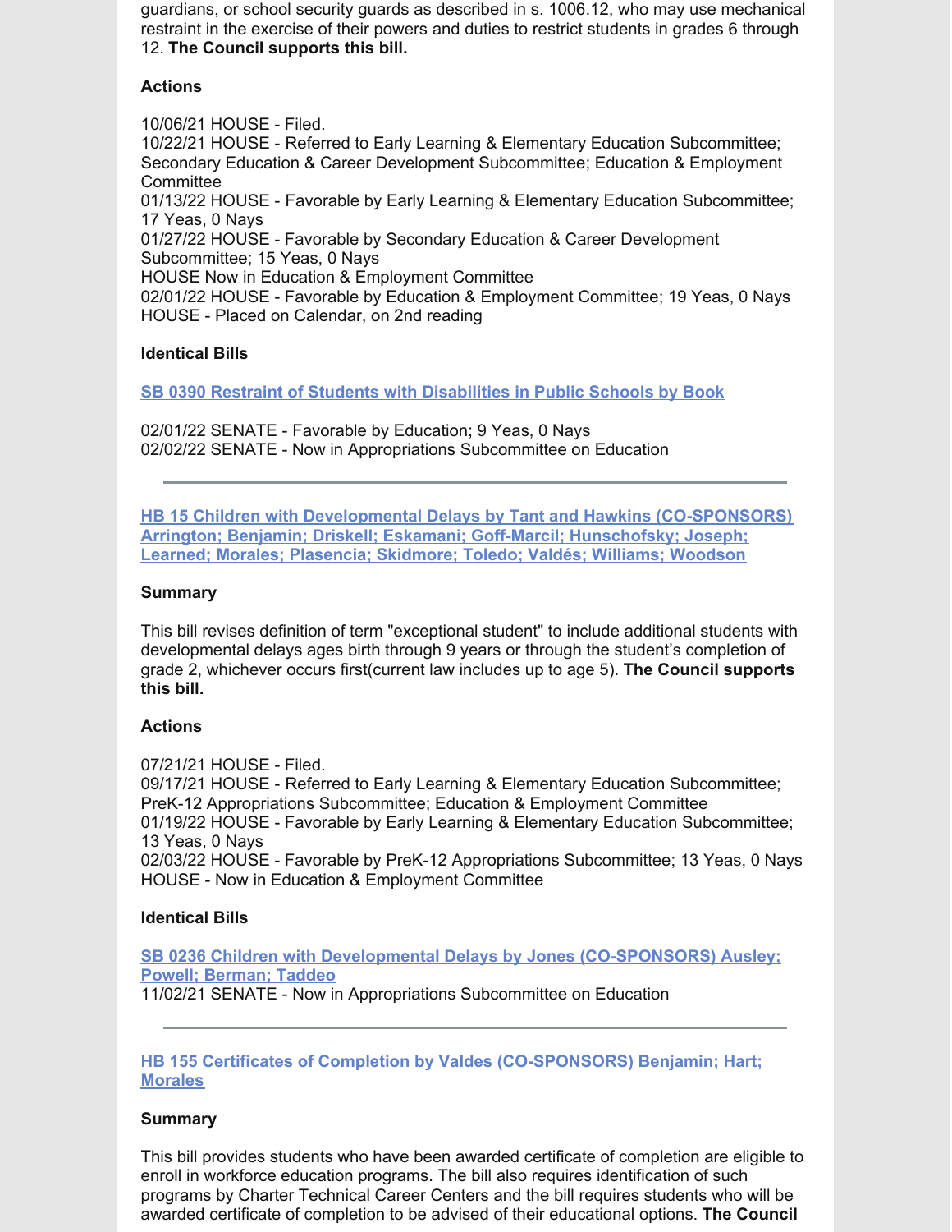guardians, or school security guards as described in s. 1006.12, who may use mechanical restraint in the exercise of their powers and duties to restrict students in grades 6 through 12. **The Council supports this bill.**

**Actions**

10/06/21 HOUSE - Filed.
10/22/21 HOUSE - Referred to Early Learning & Elementary Education Subcommittee; Secondary Education & Career Development Subcommittee; Education & Employment Committee
01/13/22 HOUSE - Favorable by Early Learning & Elementary Education Subcommittee; 17 Yeas, 0 Nays
01/27/22 HOUSE - Favorable by Secondary Education & Career Development Subcommittee; 15 Yeas, 0 Nays
HOUSE Now in Education & Employment Committee
02/01/22 HOUSE - Favorable by Education & Employment Committee; 19 Yeas, 0 Nays
HOUSE - Placed on Calendar, on 2nd reading

**Identical Bills**

**SB 0390 Restraint of Students with Disabilities in Public Schools by Book**

02/01/22 SENATE - Favorable by Education; 9 Yeas, 0 Nays
02/02/22 SENATE - Now in Appropriations Subcommittee on Education

---

**HB 15 Children with Developmental Delays by Tant and Hawkins (CO-SPONSORS) Arrington; Benjamin; Driskell; Eskamani; Goff-Marcil; Hunschofsky; Joseph; Learned; Morales; Plasencia; Skidmore; Toledo; Valdés; Williams; Woodson**

**Summary**

This bill revises definition of term "exceptional student" to include additional students with developmental delays ages birth through 9 years or through the student's completion of grade 2, whichever occurs first(current law includes up to age 5). **The Council supports this bill.**

**Actions**

07/21/21 HOUSE - Filed.
09/17/21 HOUSE - Referred to Early Learning & Elementary Education Subcommittee; PreK-12 Appropriations Subcommittee; Education & Employment Committee
01/19/22 HOUSE - Favorable by Early Learning & Elementary Education Subcommittee; 13 Yeas, 0 Nays
02/03/22 HOUSE - Favorable by PreK-12 Appropriations Subcommittee; 13 Yeas, 0 Nays
HOUSE - Now in Education & Employment Committee

**Identical Bills**

**SB 0236 Children with Developmental Delays by Jones (CO-SPONSORS) Ausley; Powell; Berman; Taddeo**
11/02/21 SENATE - Now in Appropriations Subcommittee on Education

---

**HB 155 Certificates of Completion by Valdes (CO-SPONSORS) Benjamin; Hart; Morales**

**Summary**

This bill provides students who have been awarded certificate of completion are eligible to enroll in workforce education programs. The bill also requires identification of such programs by Charter Technical Career Centers and the bill requires students who will be awarded certificate of completion to be advised of their educational options. **The Council**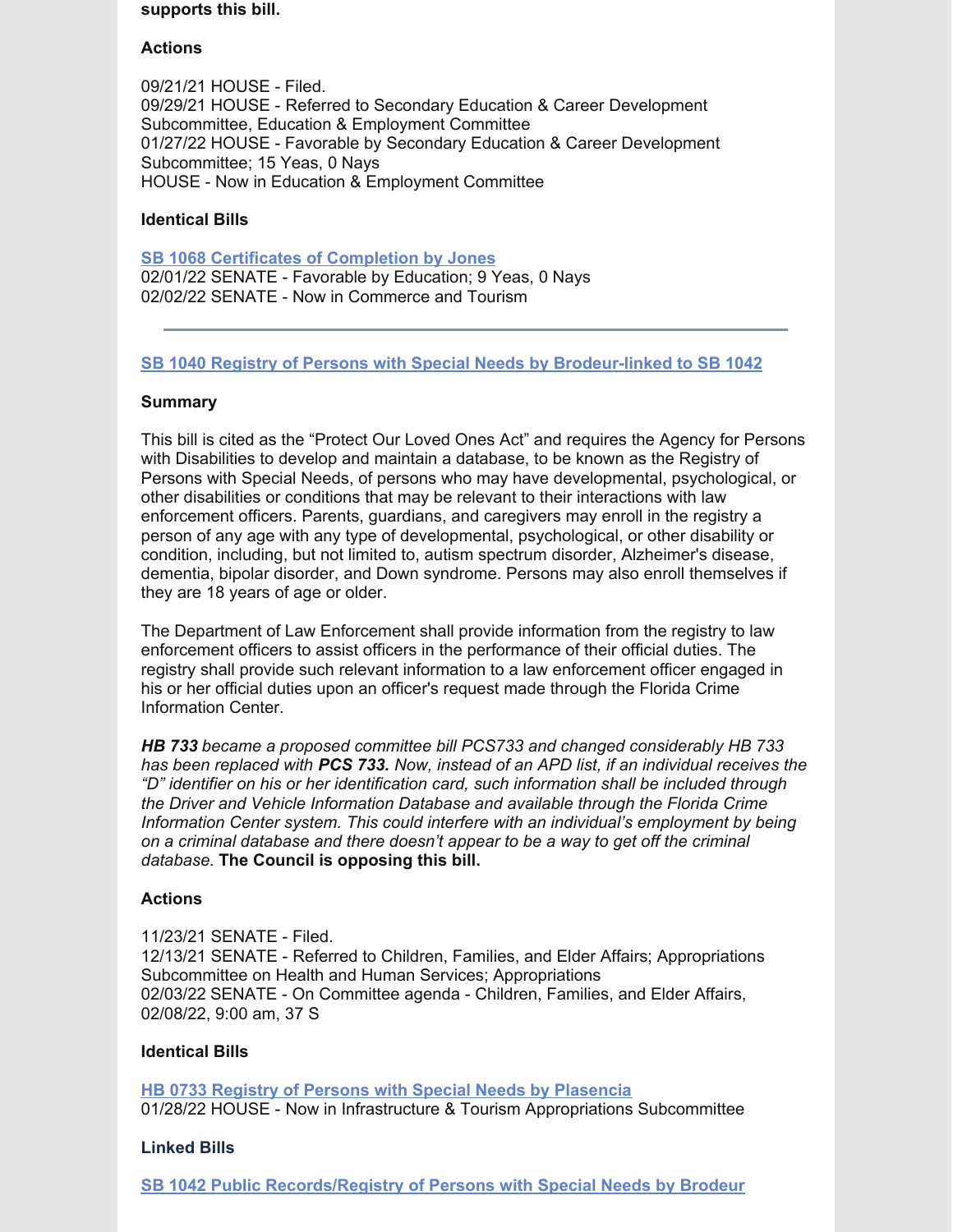**supports this bill.**

**Actions**

09/21/21 HOUSE - Filed.
09/29/21 HOUSE - Referred to Secondary Education & Career Development Subcommittee, Education & Employment Committee
01/27/22 HOUSE - Favorable by Secondary Education & Career Development Subcommittee; 15 Yeas, 0 Nays
HOUSE - Now in Education & Employment Committee

**Identical Bills**

**SB 1068 Certificates of Completion by Jones**
02/01/22 SENATE - Favorable by Education; 9 Yeas, 0 Nays
02/02/22 SENATE - Now in Commerce and Tourism

---

**SB 1040 Registry of Persons with Special Needs by Brodeur-linked to SB 1042**

**Summary**

This bill is cited as the "Protect Our Loved Ones Act" and requires the Agency for Persons with Disabilities to develop and maintain a database, to be known as the Registry of Persons with Special Needs, of persons who may have developmental, psychological, or other disabilities or conditions that may be relevant to their interactions with law enforcement officers. Parents, guardians, and caregivers may enroll in the registry a person of any age with any type of developmental, psychological, or other disability or condition, including, but not limited to, autism spectrum disorder, Alzheimer's disease, dementia, bipolar disorder, and Down syndrome. Persons may also enroll themselves if they are 18 years of age or older.

The Department of Law Enforcement shall provide information from the registry to law enforcement officers to assist officers in the performance of their official duties. The registry shall provide such relevant information to a law enforcement officer engaged in his or her official duties upon an officer's request made through the Florida Crime Information Center.

***HB 733*** *became a proposed committee bill PCS733 and changed considerably HB 733 has been replaced with* ***PCS 733.*** *Now, instead of an APD list, if an individual receives the "D" identifier on his or her identification card, such information shall be included through the Driver and Vehicle Information Database and available through the Florida Crime Information Center system. This could interfere with an individual's employment by being on a criminal database and there doesn't appear to be a way to get off the criminal database.* **The Council is opposing this bill.**

**Actions**

11/23/21 SENATE - Filed.
12/13/21 SENATE - Referred to Children, Families, and Elder Affairs; Appropriations Subcommittee on Health and Human Services; Appropriations
02/03/22 SENATE - On Committee agenda - Children, Families, and Elder Affairs, 02/08/22, 9:00 am, 37 S

**Identical Bills**

**HB 0733 Registry of Persons with Special Needs by Plasencia**
01/28/22 HOUSE - Now in Infrastructure & Tourism Appropriations Subcommittee

**Linked Bills**

**SB 1042 Public Records/Registry of Persons with Special Needs by Brodeur**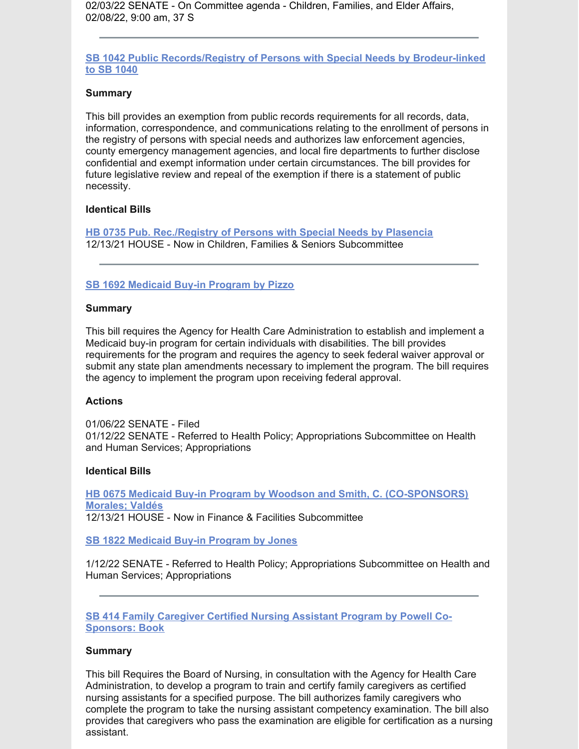02/03/22 SENATE - On Committee agenda - Children, Families, and Elder Affairs, 02/08/22, 9:00 am, 37 S

---

### SB 1042 Public Records/Registry of Persons with Special Needs by Brodeur-linked to SB 1040

**Summary**

This bill provides an exemption from public records requirements for all records, data, information, correspondence, and communications relating to the enrollment of persons in the registry of persons with special needs and authorizes law enforcement agencies, county emergency management agencies, and local fire departments to further disclose confidential and exempt information under certain circumstances. The bill provides for future legislative review and repeal of the exemption if there is a statement of public necessity.

**Identical Bills**

HB 0735 Pub. Rec./Registry of Persons with Special Needs by Plasencia
12/13/21 HOUSE - Now in Children, Families & Seniors Subcommittee

---

### SB 1692 Medicaid Buy-in Program by Pizzo

**Summary**

This bill requires the Agency for Health Care Administration to establish and implement a Medicaid buy-in program for certain individuals with disabilities. The bill provides requirements for the program and requires the agency to seek federal waiver approval or submit any state plan amendments necessary to implement the program. The bill requires the agency to implement the program upon receiving federal approval.

**Actions**

01/06/22 SENATE - Filed
01/12/22 SENATE - Referred to Health Policy; Appropriations Subcommittee on Health and Human Services; Appropriations

**Identical Bills**

HB 0675 Medicaid Buy-in Program by Woodson and Smith, C. (CO-SPONSORS) Morales; Valdés
12/13/21 HOUSE - Now in Finance & Facilities Subcommittee

SB 1822 Medicaid Buy-in Program by Jones

1/12/22 SENATE - Referred to Health Policy; Appropriations Subcommittee on Health and Human Services; Appropriations

---

### SB 414 Family Caregiver Certified Nursing Assistant Program by Powell Co-Sponsors: Book

**Summary**

This bill Requires the Board of Nursing, in consultation with the Agency for Health Care Administration, to develop a program to train and certify family caregivers as certified nursing assistants for a specified purpose. The bill authorizes family caregivers who complete the program to take the nursing assistant competency examination. The bill also provides that caregivers who pass the examination are eligible for certification as a nursing assistant.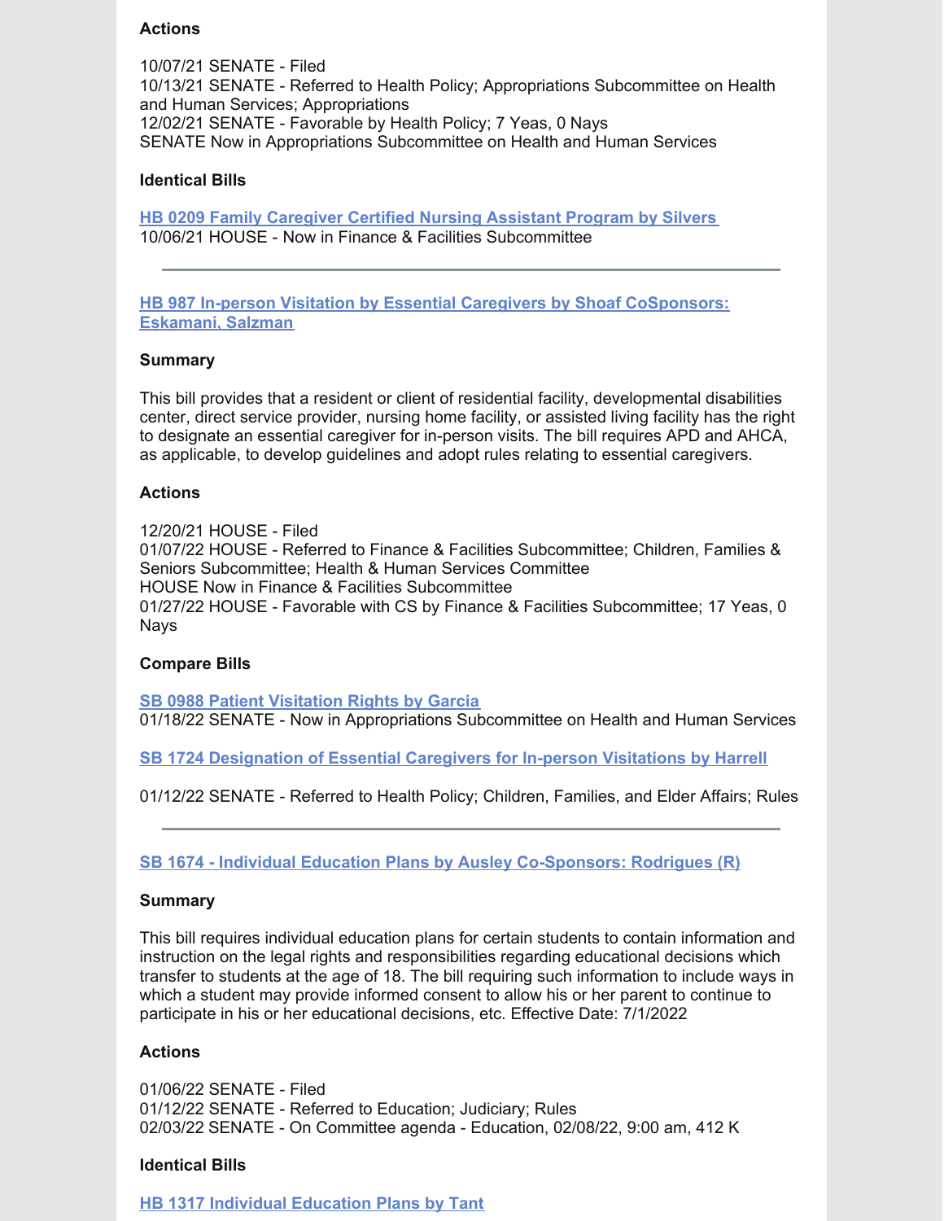#### Actions

10/07/21 SENATE - Filed
10/13/21 SENATE - Referred to Health Policy; Appropriations Subcommittee on Health and Human Services; Appropriations
12/02/21 SENATE - Favorable by Health Policy; 7 Yeas, 0 Nays
SENATE Now in Appropriations Subcommittee on Health and Human Services

#### Identical Bills

**HB 0209 Family Caregiver Certified Nursing Assistant Program by Silvers**
10/06/21 HOUSE - Now in Finance & Facilities Subcommittee

---

**HB 987 In-person Visitation by Essential Caregivers by Shoaf CoSponsors: Eskamani, Salzman**

#### Summary

This bill provides that a resident or client of residential facility, developmental disabilities center, direct service provider, nursing home facility, or assisted living facility has the right to designate an essential caregiver for in-person visits. The bill requires APD and AHCA, as applicable, to develop guidelines and adopt rules relating to essential caregivers.

#### Actions

12/20/21 HOUSE - Filed
01/07/22 HOUSE - Referred to Finance & Facilities Subcommittee; Children, Families & Seniors Subcommittee; Health & Human Services Committee
HOUSE Now in Finance & Facilities Subcommittee
01/27/22 HOUSE - Favorable with CS by Finance & Facilities Subcommittee; 17 Yeas, 0 Nays

#### Compare Bills

**SB 0988 Patient Visitation Rights by Garcia**
01/18/22 SENATE - Now in Appropriations Subcommittee on Health and Human Services

**SB 1724 Designation of Essential Caregivers for In-person Visitations by Harrell**

01/12/22 SENATE - Referred to Health Policy; Children, Families, and Elder Affairs; Rules

---

**SB 1674 - Individual Education Plans by Ausley Co-Sponsors: Rodrigues (R)**

#### Summary

This bill requires individual education plans for certain students to contain information and instruction on the legal rights and responsibilities regarding educational decisions which transfer to students at the age of 18. The bill requiring such information to include ways in which a student may provide informed consent to allow his or her parent to continue to participate in his or her educational decisions, etc. Effective Date: 7/1/2022

#### Actions

01/06/22 SENATE - Filed
01/12/22 SENATE - Referred to Education; Judiciary; Rules
02/03/22 SENATE - On Committee agenda - Education, 02/08/22, 9:00 am, 412 K

#### Identical Bills

**HB 1317 Individual Education Plans by Tant**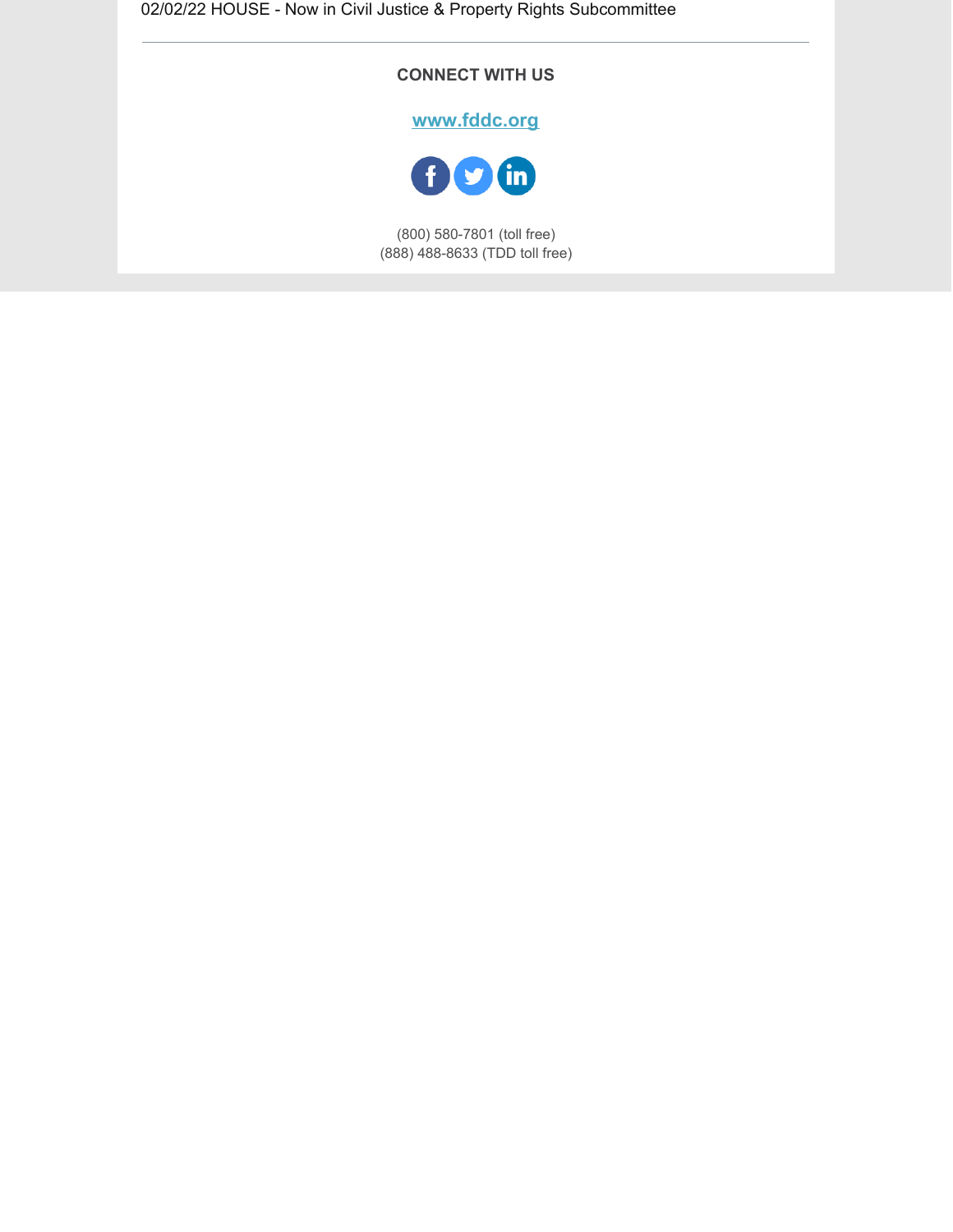02/02/22 HOUSE - Now in Civil Justice & Property Rights Subcommittee

---

**CONNECT WITH US**

**[www.fddc.org](http://www.fddc.org)**

(800) 580-7801 (toll free)
(888) 488-8633 (TDD toll free)